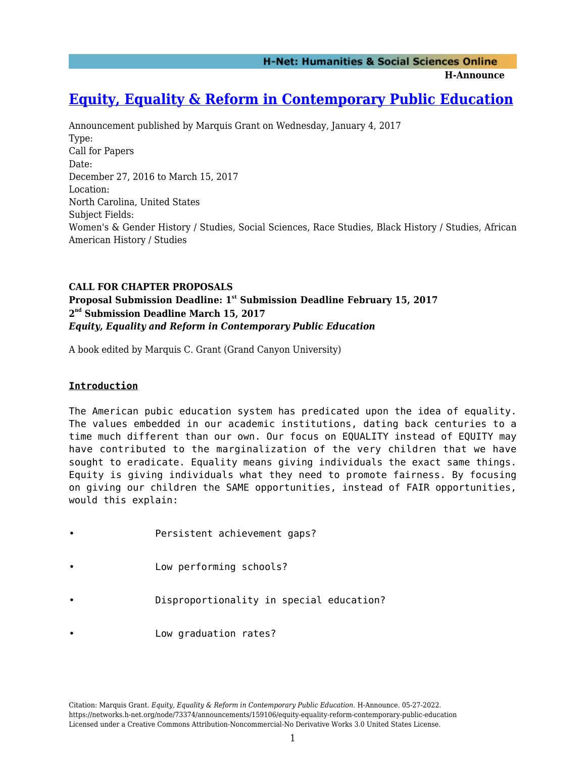# Equity, Equality & Reform in Contemporary Public Education

Announcement published by Marquis Grant on Wednesday, January 4, 2017

Type:
Call for Papers

Date:
December 27, 2016 to March 15, 2017

Location:
North Carolina, United States

Subject Fields:
Women's & Gender History / Studies, Social Sciences, Race Studies, Black History / Studies, African American History / Studies

**CALL FOR CHAPTER PROPOSALS**
**Proposal Submission Deadline: 1st Submission Deadline February 15, 2017**
**2nd Submission Deadline March 15, 2017**
***Equity, Equality and Reform in Contemporary Public Education***

A book edited by Marquis C. Grant (Grand Canyon University)

## Introduction

The American pubic education system has predicated upon the idea of equality. The values embedded in our academic institutions, dating back centuries to a time much different than our own. Our focus on EQUALITY instead of EQUITY may have contributed to the marginalization of the very children that we have sought to eradicate. Equality means giving individuals the exact same things. Equity is giving individuals what they need to promote fairness. By focusing on giving our children the SAME opportunities, instead of FAIR opportunities, would this explain:

- Persistent achievement gaps?
- Low performing schools?
- Disproportionality in special education?
- Low graduation rates?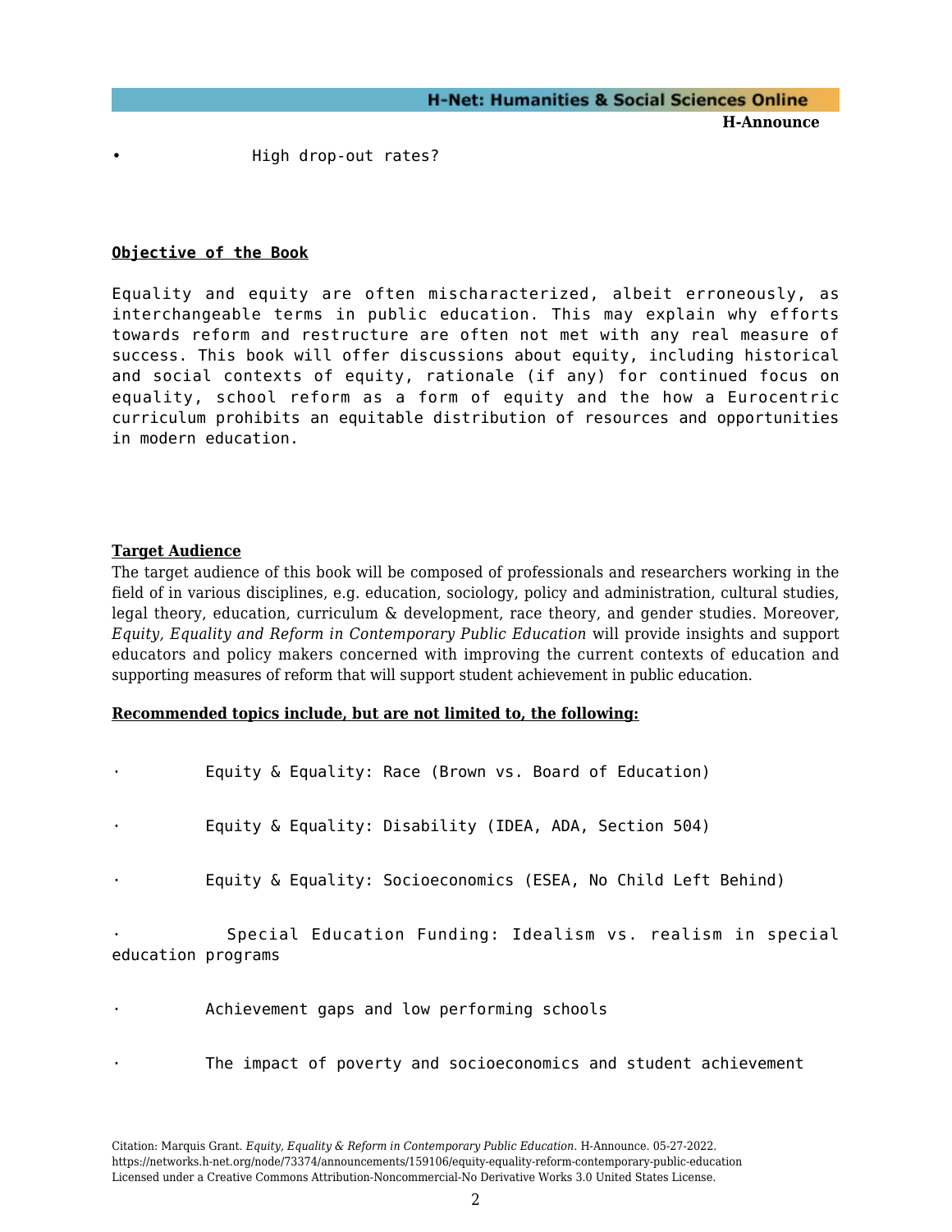- High drop-out rates?

**Objective of the Book**

Equality and equity are often mischaracterized, albeit erroneously, as interchangeable terms in public education. This may explain why efforts towards reform and restructure are often not met with any real measure of success. This book will offer discussions about equity, including historical and social contexts of equity, rationale (if any) for continued focus on equality, school reform as a form of equity and the how a Eurocentric curriculum prohibits an equitable distribution of resources and opportunities in modern education.

**Target Audience**

The target audience of this book will be composed of professionals and researchers working in the field of in various disciplines, e.g. education, sociology, policy and administration, cultural studies, legal theory, education, curriculum & development, race theory, and gender studies. Moreover, *Equity, Equality and Reform in Contemporary Public Education* will provide insights and support educators and policy makers concerned with improving the current contexts of education and supporting measures of reform that will support student achievement in public education.

**Recommended topics include, but are not limited to, the following:**

- Equity & Equality: Race (Brown vs. Board of Education)
- Equity & Equality: Disability (IDEA, ADA, Section 504)
- Equity & Equality: Socioeconomics (ESEA, No Child Left Behind)
- Special Education Funding: Idealism vs. realism in special education programs
- Achievement gaps and low performing schools
- The impact of poverty and socioeconomics and student achievement

Citation: Marquis Grant. *Equity, Equality & Reform in Contemporary Public Education*. H-Announce. 05-27-2022.
https://networks.h-net.org/node/73374/announcements/159106/equity-equality-reform-contemporary-public-education
Licensed under a Creative Commons Attribution-Noncommercial-No Derivative Works 3.0 United States License.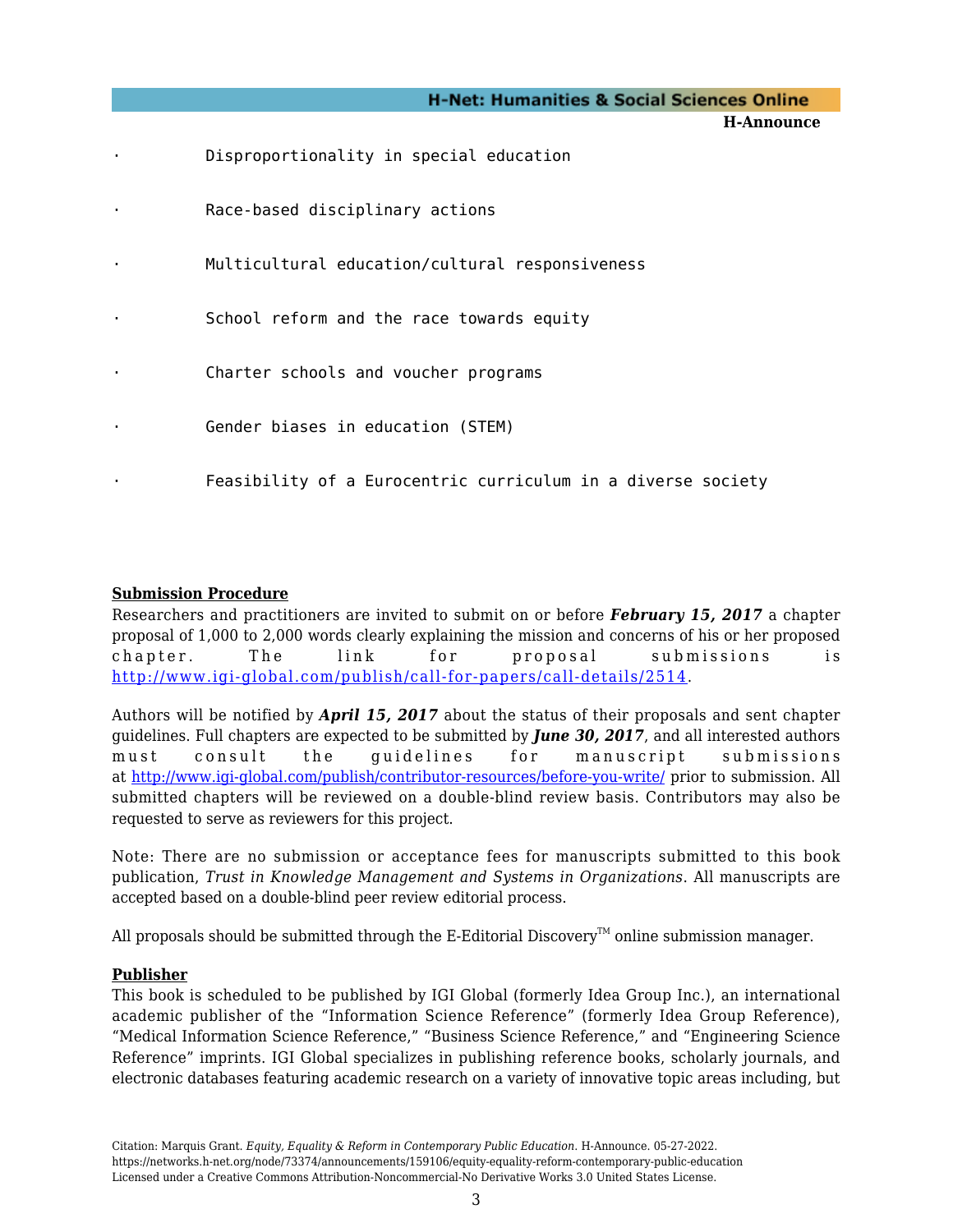- Disproportionality in special education
- Race-based disciplinary actions
- Multicultural education/cultural responsiveness
- School reform and the race towards equity
- Charter schools and voucher programs
- Gender biases in education (STEM)
- Feasibility of a Eurocentric curriculum in a diverse society

**Submission Procedure**

Researchers and practitioners are invited to submit on or before ***February 15, 2017*** a chapter proposal of 1,000 to 2,000 words clearly explaining the mission and concerns of his or her proposed chapter. The link for proposal submissions is http://www.igi-global.com/publish/call-for-papers/call-details/2514.

Authors will be notified by ***April 15, 2017*** about the status of their proposals and sent chapter guidelines. Full chapters are expected to be submitted by ***June 30, 2017***, and all interested authors must consult the guidelines for manuscript submissions at http://www.igi-global.com/publish/contributor-resources/before-you-write/ prior to submission. All submitted chapters will be reviewed on a double-blind review basis. Contributors may also be requested to serve as reviewers for this project.

Note: There are no submission or acceptance fees for manuscripts submitted to this book publication, *Trust in Knowledge Management and Systems in Organizations*. All manuscripts are accepted based on a double-blind peer review editorial process.

All proposals should be submitted through the E-Editorial Discovery™ online submission manager.

**Publisher**

This book is scheduled to be published by IGI Global (formerly Idea Group Inc.), an international academic publisher of the "Information Science Reference" (formerly Idea Group Reference), "Medical Information Science Reference," "Business Science Reference," and "Engineering Science Reference" imprints. IGI Global specializes in publishing reference books, scholarly journals, and electronic databases featuring academic research on a variety of innovative topic areas including, but

Citation: Marquis Grant. *Equity, Equality & Reform in Contemporary Public Education*. H-Announce. 05-27-2022. https://networks.h-net.org/node/73374/announcements/159106/equity-equality-reform-contemporary-public-education
Licensed under a Creative Commons Attribution-Noncommercial-No Derivative Works 3.0 United States License.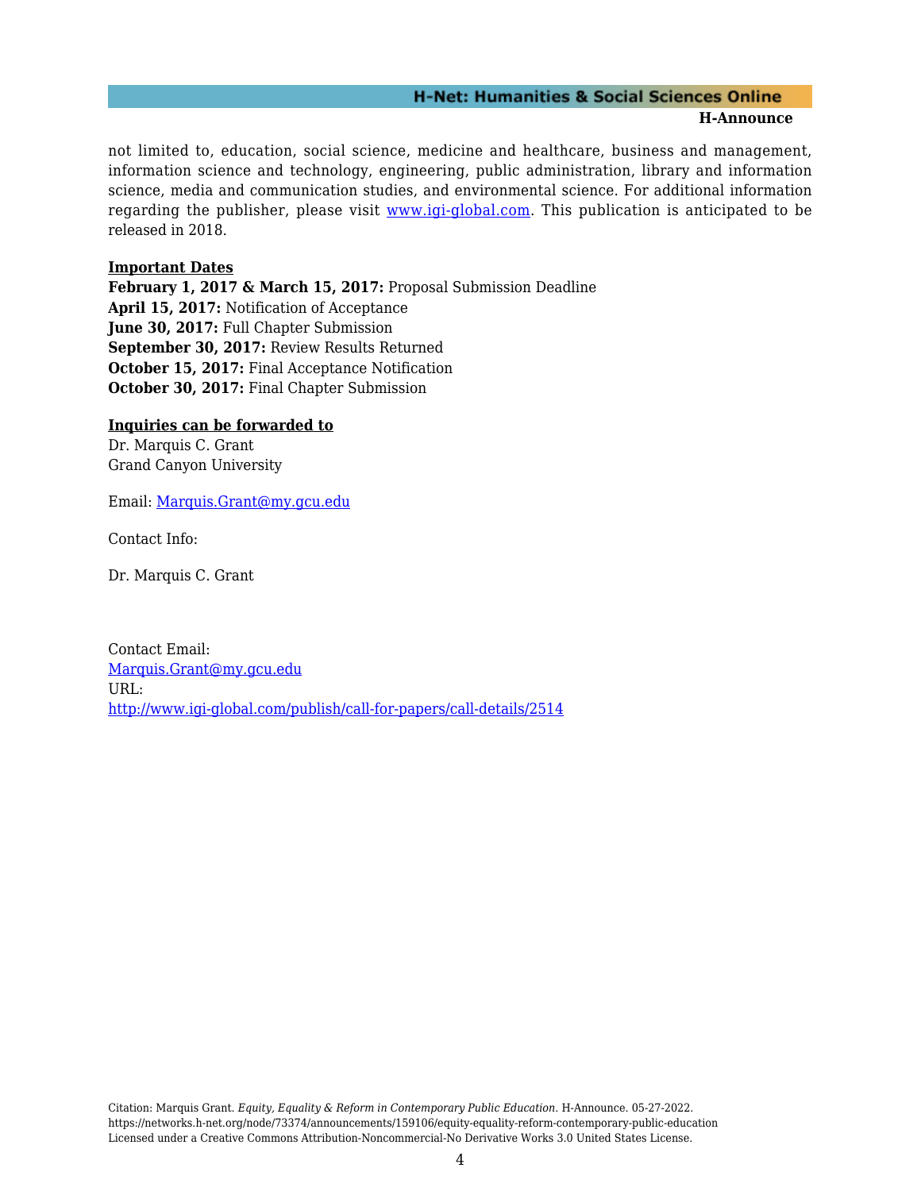not limited to, education, social science, medicine and healthcare, business and management, information science and technology, engineering, public administration, library and information science, media and communication studies, and environmental science. For additional information regarding the publisher, please visit www.igi-global.com. This publication is anticipated to be released in 2018.

**Important Dates**

**February 1, 2017 & March 15, 2017:** Proposal Submission Deadline
**April 15, 2017:** Notification of Acceptance
**June 30, 2017:** Full Chapter Submission
**September 30, 2017:** Review Results Returned
**October 15, 2017:** Final Acceptance Notification
**October 30, 2017:** Final Chapter Submission

**Inquiries can be forwarded to**

Dr. Marquis C. Grant
Grand Canyon University

Email: Marquis.Grant@my.gcu.edu

Contact Info:

Dr. Marquis C. Grant

Contact Email:
Marquis.Grant@my.gcu.edu
URL:
http://www.igi-global.com/publish/call-for-papers/call-details/2514

Citation: Marquis Grant. *Equity, Equality & Reform in Contemporary Public Education*. H-Announce. 05-27-2022.
https://networks.h-net.org/node/73374/announcements/159106/equity-equality-reform-contemporary-public-education
Licensed under a Creative Commons Attribution-Noncommercial-No Derivative Works 3.0 United States License.